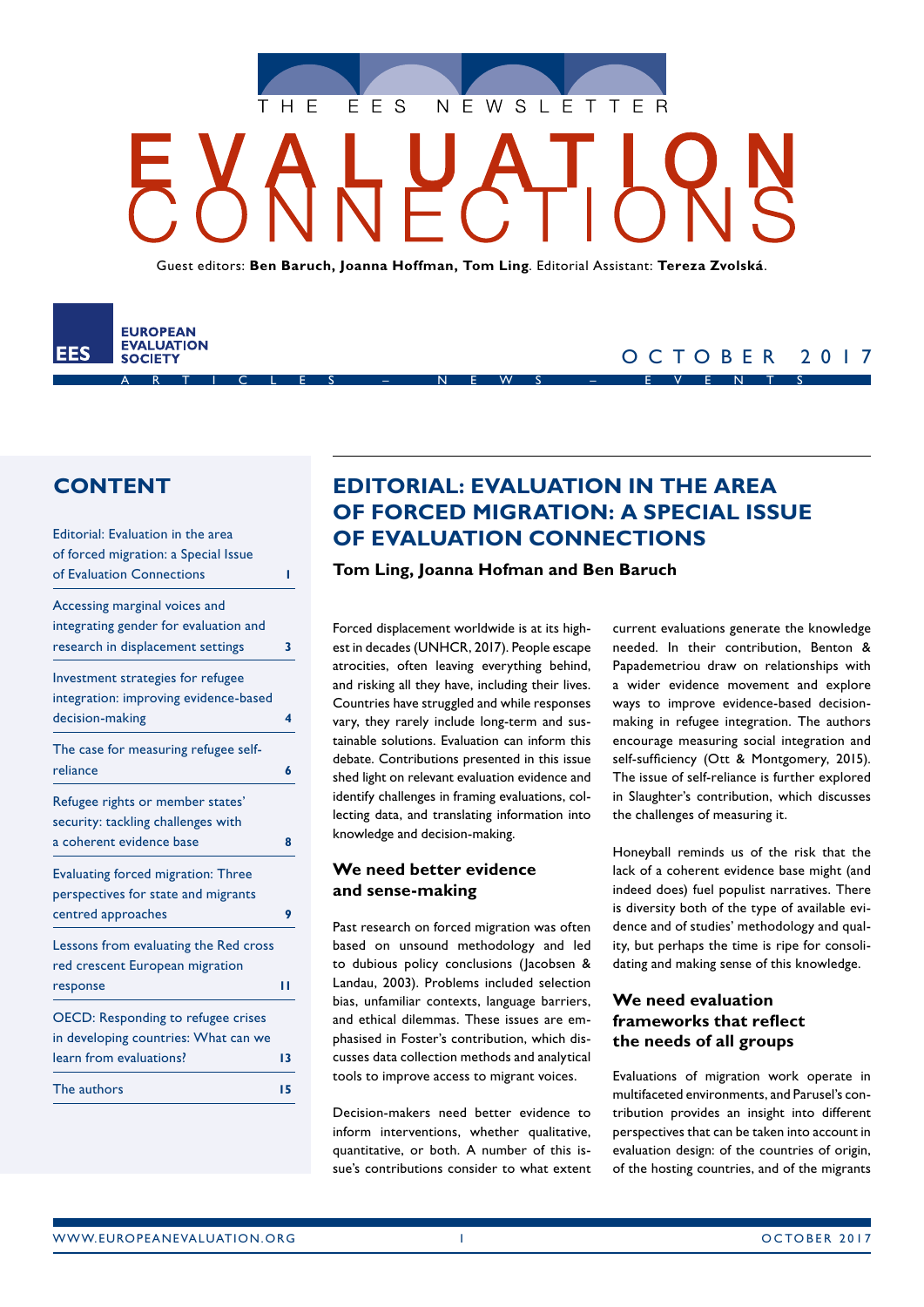THE EES NEWSLETTER

# EVALUATION CONNECTIONS

Guest editors: **Ben Baruch, Joanna Hoffman, Tom Ling**. Editorial Assistant: **Tereza Zvolská**.

EES EUROPEAN EVALUATION SOCIETY

OCTOBER 2017

ARTICLES – NEWS – EVENTS

## CONTENT

| | |
|---|---|
| Editorial: Evaluation in the area of forced migration: a Special Issue of Evaluation Connections | 1 |
| Accessing marginal voices and integrating gender for evaluation and research in displacement settings | 3 |
| Investment strategies for refugee integration: improving evidence-based decision-making | 4 |
| The case for measuring refugee self-reliance | 6 |
| Refugee rights or member states' security: tackling challenges with a coherent evidence base | 8 |
| Evaluating forced migration: Three perspectives for state and migrants centred approaches | 9 |
| Lessons from evaluating the Red cross red crescent European migration response | 11 |
| OECD: Responding to refugee crises in developing countries: What can we learn from evaluations? | 13 |
| The authors | 15 |

# EDITORIAL: EVALUATION IN THE AREA OF FORCED MIGRATION: A SPECIAL ISSUE OF EVALUATION CONNECTIONS

**Tom Ling, Joanna Hofman and Ben Baruch**

Forced displacement worldwide is at its highest in decades (UNHCR, 2017). People escape atrocities, often leaving everything behind, and risking all they have, including their lives. Countries have struggled and while responses vary, they rarely include long-term and sustainable solutions. Evaluation can inform this debate. Contributions presented in this issue shed light on relevant evaluation evidence and identify challenges in framing evaluations, collecting data, and translating information into knowledge and decision-making.

### We need better evidence and sense-making

Past research on forced migration was often based on unsound methodology and led to dubious policy conclusions (Jacobsen & Landau, 2003). Problems included selection bias, unfamiliar contexts, language barriers, and ethical dilemmas. These issues are emphasised in Foster's contribution, which discusses data collection methods and analytical tools to improve access to migrant voices.

Decision-makers need better evidence to inform interventions, whether qualitative, quantitative, or both. A number of this issue's contributions consider to what extent current evaluations generate the knowledge needed. In their contribution, Benton & Papademetriou draw on relationships with a wider evidence movement and explore ways to improve evidence-based decision-making in refugee integration. The authors encourage measuring social integration and self-sufficiency (Ott & Montgomery, 2015). The issue of self-reliance is further explored in Slaughter's contribution, which discusses the challenges of measuring it.

Honeyball reminds us of the risk that the lack of a coherent evidence base might (and indeed does) fuel populist narratives. There is diversity both of the type of available evidence and of studies' methodology and quality, but perhaps the time is ripe for consolidating and making sense of this knowledge.

### We need evaluation frameworks that reflect the needs of all groups

Evaluations of migration work operate in multifaceted environments, and Parusel's contribution provides an insight into different perspectives that can be taken into account in evaluation design: of the countries of origin, of the hosting countries, and of the migrants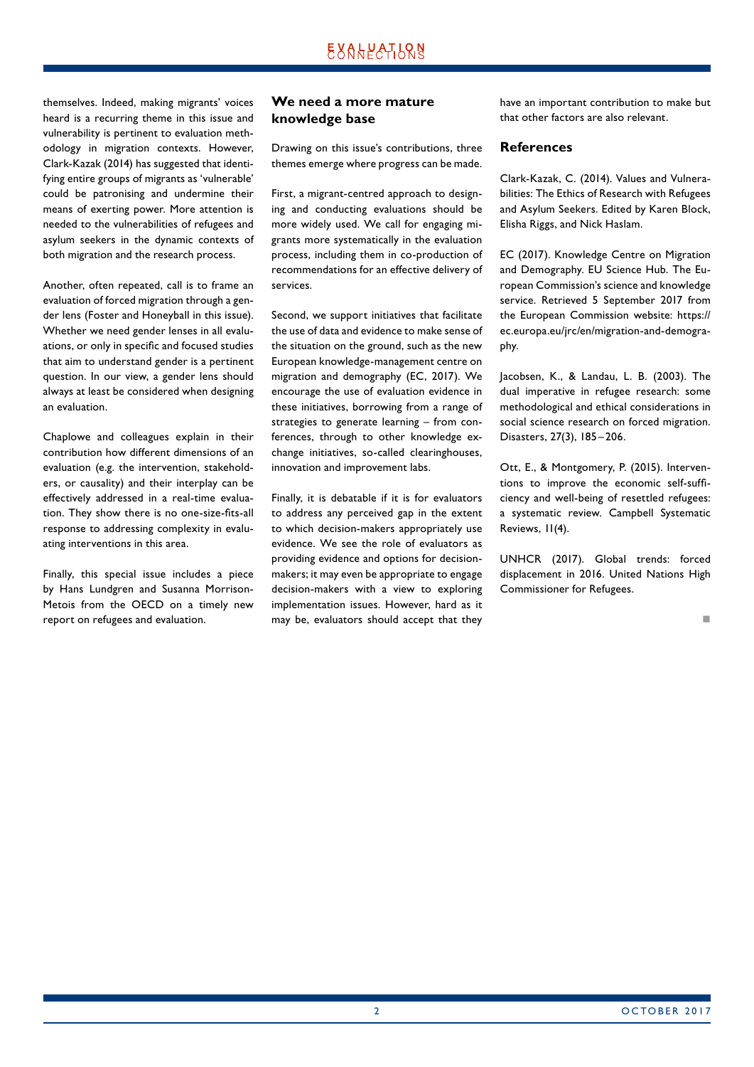themselves. Indeed, making migrants' voices heard is a recurring theme in this issue and vulnerability is pertinent to evaluation methodology in migration contexts. However, Clark-Kazak (2014) has suggested that identifying entire groups of migrants as 'vulnerable' could be patronising and undermine their means of exerting power. More attention is needed to the vulnerabilities of refugees and asylum seekers in the dynamic contexts of both migration and the research process.

Another, often repeated, call is to frame an evaluation of forced migration through a gender lens (Foster and Honeyball in this issue). Whether we need gender lenses in all evaluations, or only in specific and focused studies that aim to understand gender is a pertinent question. In our view, a gender lens should always at least be considered when designing an evaluation.

Chaplowe and colleagues explain in their contribution how different dimensions of an evaluation (e.g. the intervention, stakeholders, or causality) and their interplay can be effectively addressed in a real-time evaluation. They show there is no one-size-fits-all response to addressing complexity in evaluating interventions in this area.

Finally, this special issue includes a piece by Hans Lundgren and Susanna Morrison-Metois from the OECD on a timely new report on refugees and evaluation.

## We need a more mature knowledge base

Drawing on this issue's contributions, three themes emerge where progress can be made.

First, a migrant-centred approach to designing and conducting evaluations should be more widely used. We call for engaging migrants more systematically in the evaluation process, including them in co-production of recommendations for an effective delivery of services.

Second, we support initiatives that facilitate the use of data and evidence to make sense of the situation on the ground, such as the new European knowledge-management centre on migration and demography (EC, 2017). We encourage the use of evaluation evidence in these initiatives, borrowing from a range of strategies to generate learning – from conferences, through to other knowledge exchange initiatives, so-called clearinghouses, innovation and improvement labs.

Finally, it is debatable if it is for evaluators to address any perceived gap in the extent to which decision-makers appropriately use evidence. We see the role of evaluators as providing evidence and options for decision-makers; it may even be appropriate to engage decision-makers with a view to exploring implementation issues. However, hard as it may be, evaluators should accept that they have an important contribution to make but that other factors are also relevant.

## References

Clark-Kazak, C. (2014). Values and Vulnerabilities: The Ethics of Research with Refugees and Asylum Seekers. Edited by Karen Block, Elisha Riggs, and Nick Haslam.

EC (2017). Knowledge Centre on Migration and Demography. EU Science Hub. The European Commission's science and knowledge service. Retrieved 5 September 2017 from the European Commission website: https://ec.europa.eu/jrc/en/migration-and-demography.

Jacobsen, K., & Landau, L. B. (2003). The dual imperative in refugee research: some methodological and ethical considerations in social science research on forced migration. Disasters, 27(3), 185–206.

Ott, E., & Montgomery, P. (2015). Interventions to improve the economic self-sufficiency and well-being of resettled refugees: a systematic review. Campbell Systematic Reviews, 11(4).

UNHCR (2017). Global trends: forced displacement in 2016. United Nations High Commissioner for Refugees.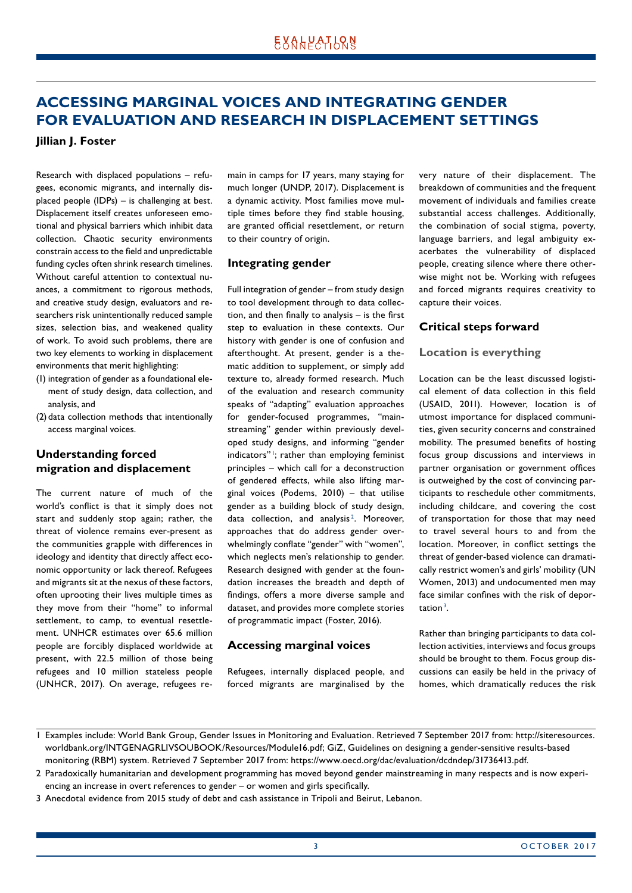# ACCESSING MARGINAL VOICES AND INTEGRATING GENDER FOR EVALUATION AND RESEARCH IN DISPLACEMENT SETTINGS

**Jillian J. Foster**

Research with displaced populations – refugees, economic migrants, and internally displaced people (IDPs) – is challenging at best. Displacement itself creates unforeseen emotional and physical barriers which inhibit data collection. Chaotic security environments constrain access to the field and unpredictable funding cycles often shrink research timelines. Without careful attention to contextual nuances, a commitment to rigorous methods, and creative study design, evaluators and researchers risk unintentionally reduced sample sizes, selection bias, and weakened quality of work. To avoid such problems, there are two key elements to working in displacement environments that merit highlighting:

(1) integration of gender as a foundational element of study design, data collection, and analysis, and
(2) data collection methods that intentionally access marginal voices.

## Understanding forced migration and displacement

The current nature of much of the world's conflict is that it simply does not start and suddenly stop again; rather, the threat of violence remains ever-present as the communities grapple with differences in ideology and identity that directly affect economic opportunity or lack thereof. Refugees and migrants sit at the nexus of these factors, often uprooting their lives multiple times as they move from their "home" to informal settlement, to camp, to eventual resettlement. UNHCR estimates over 65.6 million people are forcibly displaced worldwide at present, with 22.5 million of those being refugees and 10 million stateless people (UNHCR, 2017). On average, refugees remain in camps for 17 years, many staying for much longer (UNDP, 2017). Displacement is a dynamic activity. Most families move multiple times before they find stable housing, are granted official resettlement, or return to their country of origin.

## Integrating gender

Full integration of gender – from study design to tool development through to data collection, and then finally to analysis – is the first step to evaluation in these contexts. Our history with gender is one of confusion and afterthought. At present, gender is a thematic addition to supplement, or simply add texture to, already formed research. Much of the evaluation and research community speaks of "adapting" evaluation approaches for gender-focused programmes, "mainstreaming" gender within previously developed study designs, and informing "gender indicators"[1]; rather than employing feminist principles – which call for a deconstruction of gendered effects, while also lifting marginal voices (Podems, 2010) – that utilise gender as a building block of study design, data collection, and analysis[2]. Moreover, approaches that do address gender overwhelmingly conflate "gender" with "women", which neglects men's relationship to gender. Research designed with gender at the foundation increases the breadth and depth of findings, offers a more diverse sample and dataset, and provides more complete stories of programmatic impact (Foster, 2016).

## Accessing marginal voices

Refugees, internally displaced people, and forced migrants are marginalised by the very nature of their displacement. The breakdown of communities and the frequent movement of individuals and families create substantial access challenges. Additionally, the combination of social stigma, poverty, language barriers, and legal ambiguity exacerbates the vulnerability of displaced people, creating silence where there otherwise might not be. Working with refugees and forced migrants requires creativity to capture their voices.

## Critical steps forward

### Location is everything

Location can be the least discussed logistical element of data collection in this field (USAID, 2011). However, location is of utmost importance for displaced communities, given security concerns and constrained mobility. The presumed benefits of hosting focus group discussions and interviews in partner organisation or government offices is outweighed by the cost of convincing participants to reschedule other commitments, including childcare, and covering the cost of transportation for those that may need to travel several hours to and from the location. Moreover, in conflict settings the threat of gender-based violence can dramatically restrict women's and girls' mobility (UN Women, 2013) and undocumented men may face similar confines with the risk of deportation[3].

Rather than bringing participants to data collection activities, interviews and focus groups should be brought to them. Focus group discussions can easily be held in the privacy of homes, which dramatically reduces the risk

---

1 Examples include: World Bank Group, Gender Issues in Monitoring and Evaluation. Retrieved 7 September 2017 from: http://siteresources.worldbank.org/INTGENAGRLIVSOUBOOK/Resources/Module16.pdf; GiZ, Guidelines on designing a gender-sensitive results-based monitoring (RBM) system. Retrieved 7 September 2017 from: https://www.oecd.org/dac/evaluation/dcdndep/31736413.pdf.

2 Paradoxically humanitarian and development programming has moved beyond gender mainstreaming in many respects and is now experiencing an increase in overt references to gender – or women and girls specifically.

3 Anecdotal evidence from 2015 study of debt and cash assistance in Tripoli and Beirut, Lebanon.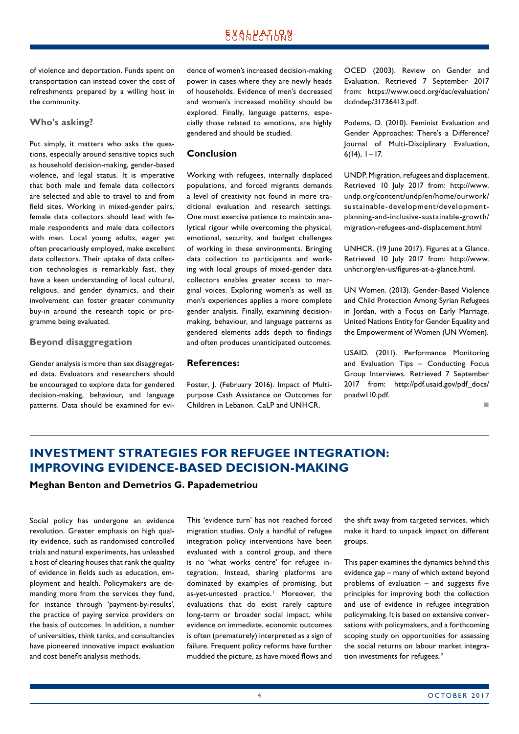of violence and deportation. Funds spent on transportation can instead cover the cost of refreshments prepared by a willing host in the community.

### Who's asking?

Put simply, it matters who asks the questions, especially around sensitive topics such as household decision-making, gender-based violence, and legal status. It is imperative that both male and female data collectors are selected and able to travel to and from field sites. Working in mixed-gender pairs, female data collectors should lead with female respondents and male data collectors with men. Local young adults, eager yet often precariously employed, make excellent data collectors. Their uptake of data collection technologies is remarkably fast, they have a keen understanding of local cultural, religious, and gender dynamics, and their involvement can foster greater community buy-in around the research topic or programme being evaluated.

### Beyond disaggregation

Gender analysis is more than sex disaggregated data. Evaluators and researchers should be encouraged to explore data for gendered decision-making, behaviour, and language patterns. Data should be examined for evidence of women's increased decision-making power in cases where they are newly heads of households. Evidence of men's decreased and women's increased mobility should be explored. Finally, language patterns, especially those related to emotions, are highly gendered and should be studied.

### Conclusion

Working with refugees, internally displaced populations, and forced migrants demands a level of creativity not found in more traditional evaluation and research settings. One must exercise patience to maintain analytical rigour while overcoming the physical, emotional, security, and budget challenges of working in these environments. Bringing data collection to participants and working with local groups of mixed-gender data collectors enables greater access to marginal voices. Exploring women's as well as men's experiences applies a more complete gender analysis. Finally, examining decision-making, behaviour, and language patterns as gendered elements adds depth to findings and often produces unanticipated outcomes.

### References:

Foster, J. (February 2016). Impact of Multipurpose Cash Assistance on Outcomes for Children in Lebanon. CaLP and UNHCR.

OCED (2003). Review on Gender and Evaluation. Retrieved 7 September 2017 from: https://www.oecd.org/dac/evaluation/dcdndep/31736413.pdf.

Podems, D. (2010). Feminist Evaluation and Gender Approaches: There's a Difference? Journal of Multi-Disciplinary Evaluation, 6(14), 1 – 17.

UNDP. Migration, refugees and displacement. Retrieved 10 July 2017 from: http://www.undp.org/content/undp/en/home/ourwork/sustainable-development/development-planning-and-inclusive-sustainable-growth/migration-refugees-and-displacement.html

UNHCR. (19 June 2017). Figures at a Glance. Retrieved 10 July 2017 from: http://www.unhcr.org/en-us/figures-at-a-glance.html.

UN Women. (2013). Gender-Based Violence and Child Protection Among Syrian Refugees in Jordan, with a Focus on Early Marriage. United Nations Entity for Gender Equality and the Empowerment of Women (UN Women).

USAID. (2011). Performance Monitoring and Evaluation Tips – Conducting Focus Group Interviews. Retrieved 7 September 2017 from: http://pdf.usaid.gov/pdf_docs/pnadw110.pdf.

## INVESTMENT STRATEGIES FOR REFUGEE INTEGRATION: IMPROVING EVIDENCE-BASED DECISION-MAKING

**Meghan Benton and Demetrios G. Papademetriou**

Social policy has undergone an evidence revolution. Greater emphasis on high quality evidence, such as randomised controlled trials and natural experiments, has unleashed a host of clearing houses that rank the quality of evidence in fields such as education, employment and health. Policymakers are demanding more from the services they fund, for instance through 'payment-by-results', the practice of paying service providers on the basis of outcomes. In addition, a number of universities, think tanks, and consultancies have pioneered innovative impact evaluation and cost benefit analysis methods.

This 'evidence turn' has not reached forced migration studies. Only a handful of refugee integration policy interventions have been evaluated with a control group, and there is no 'what works centre' for refugee integration. Instead, sharing platforms are dominated by examples of promising, but as-yet-untested practice.[1] Moreover, the evaluations that do exist rarely capture long-term or broader social impact, while evidence on immediate, economic outcomes is often (prematurely) interpreted as a sign of failure. Frequent policy reforms have further muddied the picture, as have mixed flows and the shift away from targeted services, which make it hard to unpack impact on different groups.

This paper examines the dynamics behind this evidence gap – many of which extend beyond problems of evaluation – and suggests five principles for improving both the collection and use of evidence in refugee integration policymaking. It is based on extensive conversations with policymakers, and a forthcoming scoping study on opportunities for assessing the social returns on labour market integration investments for refugees.[2]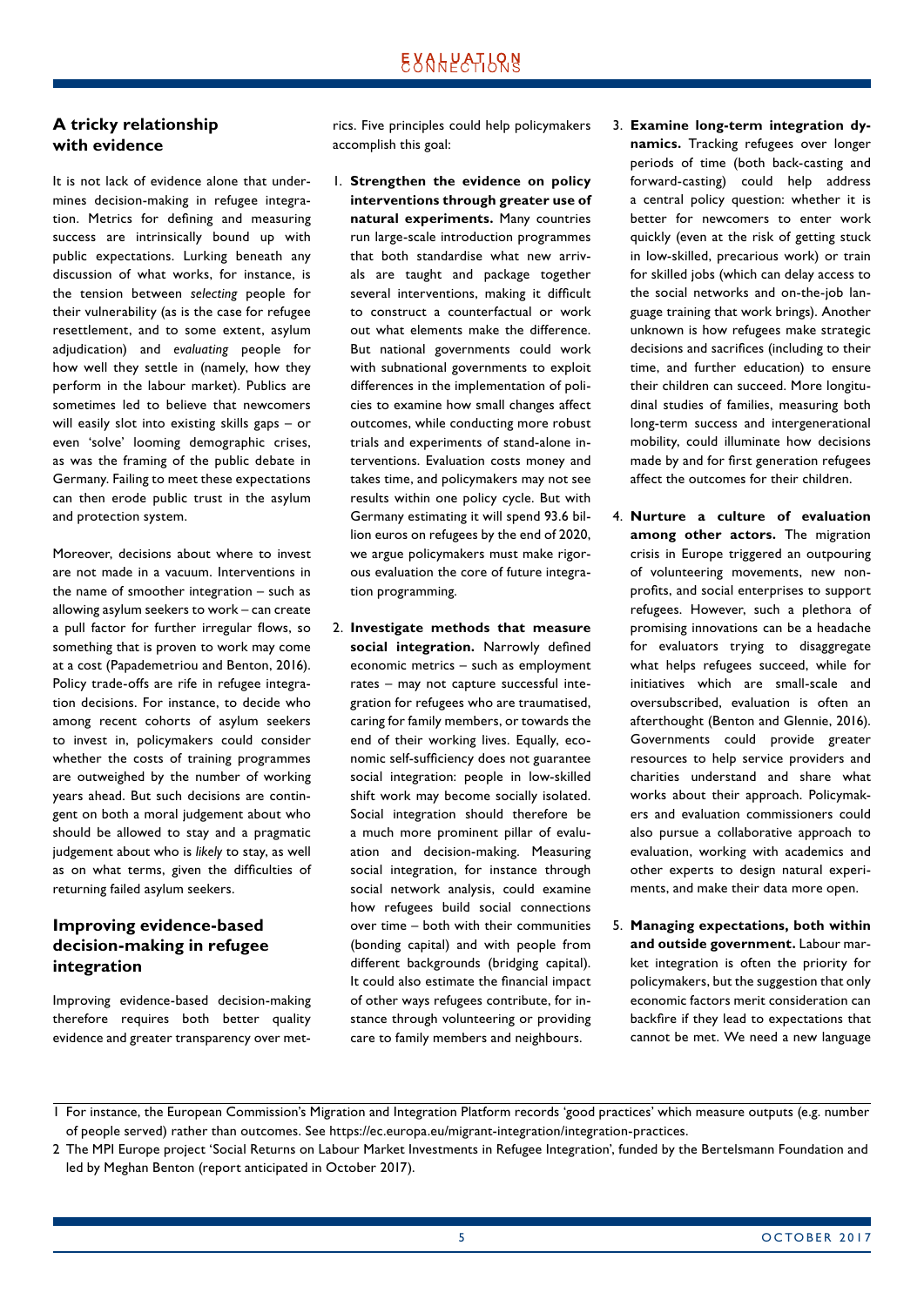## A tricky relationship with evidence

It is not lack of evidence alone that undermines decision-making in refugee integration. Metrics for defining and measuring success are intrinsically bound up with public expectations. Lurking beneath any discussion of what works, for instance, is the tension between *selecting* people for their vulnerability (as is the case for refugee resettlement, and to some extent, asylum adjudication) and *evaluating* people for how well they settle in (namely, how they perform in the labour market). Publics are sometimes led to believe that newcomers will easily slot into existing skills gaps – or even 'solve' looming demographic crises, as was the framing of the public debate in Germany. Failing to meet these expectations can then erode public trust in the asylum and protection system.

Moreover, decisions about where to invest are not made in a vacuum. Interventions in the name of smoother integration – such as allowing asylum seekers to work – can create a pull factor for further irregular flows, so something that is proven to work may come at a cost (Papademetriou and Benton, 2016). Policy trade-offs are rife in refugee integration decisions. For instance, to decide who among recent cohorts of asylum seekers to invest in, policymakers could consider whether the costs of training programmes are outweighed by the number of working years ahead. But such decisions are contingent on both a moral judgement about who should be allowed to stay and a pragmatic judgement about who is *likely* to stay, as well as on what terms, given the difficulties of returning failed asylum seekers.

## Improving evidence-based decision-making in refugee integration

Improving evidence-based decision-making therefore requires both better quality evidence and greater transparency over metrics. Five principles could help policymakers accomplish this goal:

1. **Strengthen the evidence on policy interventions through greater use of natural experiments.** Many countries run large-scale introduction programmes that both standardise what new arrivals are taught and package together several interventions, making it difficult to construct a counterfactual or work out what elements make the difference. But national governments could work with subnational governments to exploit differences in the implementation of policies to examine how small changes affect outcomes, while conducting more robust trials and experiments of stand-alone interventions. Evaluation costs money and takes time, and policymakers may not see results within one policy cycle. But with Germany estimating it will spend 93.6 billion euros on refugees by the end of 2020, we argue policymakers must make rigorous evaluation the core of future integration programming.

2. **Investigate methods that measure social integration.** Narrowly defined economic metrics – such as employment rates – may not capture successful integration for refugees who are traumatised, caring for family members, or towards the end of their working lives. Equally, economic self-sufficiency does not guarantee social integration: people in low-skilled shift work may become socially isolated. Social integration should therefore be a much more prominent pillar of evaluation and decision-making. Measuring social integration, for instance through social network analysis, could examine how refugees build social connections over time – both with their communities (bonding capital) and with people from different backgrounds (bridging capital). It could also estimate the financial impact of other ways refugees contribute, for instance through volunteering or providing care to family members and neighbours.

3. **Examine long-term integration dynamics.** Tracking refugees over longer periods of time (both back-casting and forward-casting) could help address a central policy question: whether it is better for newcomers to enter work quickly (even at the risk of getting stuck in low-skilled, precarious work) or train for skilled jobs (which can delay access to the social networks and on-the-job language training that work brings). Another unknown is how refugees make strategic decisions and sacrifices (including to their time, and further education) to ensure their children can succeed. More longitudinal studies of families, measuring both long-term success and intergenerational mobility, could illuminate how decisions made by and for first generation refugees affect the outcomes for their children.

4. **Nurture a culture of evaluation among other actors.** The migration crisis in Europe triggered an outpouring of volunteering movements, new non-profits, and social enterprises to support refugees. However, such a plethora of promising innovations can be a headache for evaluators trying to disaggregate what helps refugees succeed, while for initiatives which are small-scale and oversubscribed, evaluation is often an afterthought (Benton and Glennie, 2016). Governments could provide greater resources to help service providers and charities understand and share what works about their approach. Policymakers and evaluation commissioners could also pursue a collaborative approach to evaluation, working with academics and other experts to design natural experiments, and make their data more open.

5. **Managing expectations, both within and outside government.** Labour market integration is often the priority for policymakers, but the suggestion that only economic factors merit consideration can backfire if they lead to expectations that cannot be met. We need a new language

---

1 For instance, the European Commission's Migration and Integration Platform records 'good practices' which measure outputs (e.g. number of people served) rather than outcomes. See https://ec.europa.eu/migrant-integration/integration-practices.

2 The MPI Europe project 'Social Returns on Labour Market Investments in Refugee Integration', funded by the Bertelsmann Foundation and led by Meghan Benton (report anticipated in October 2017).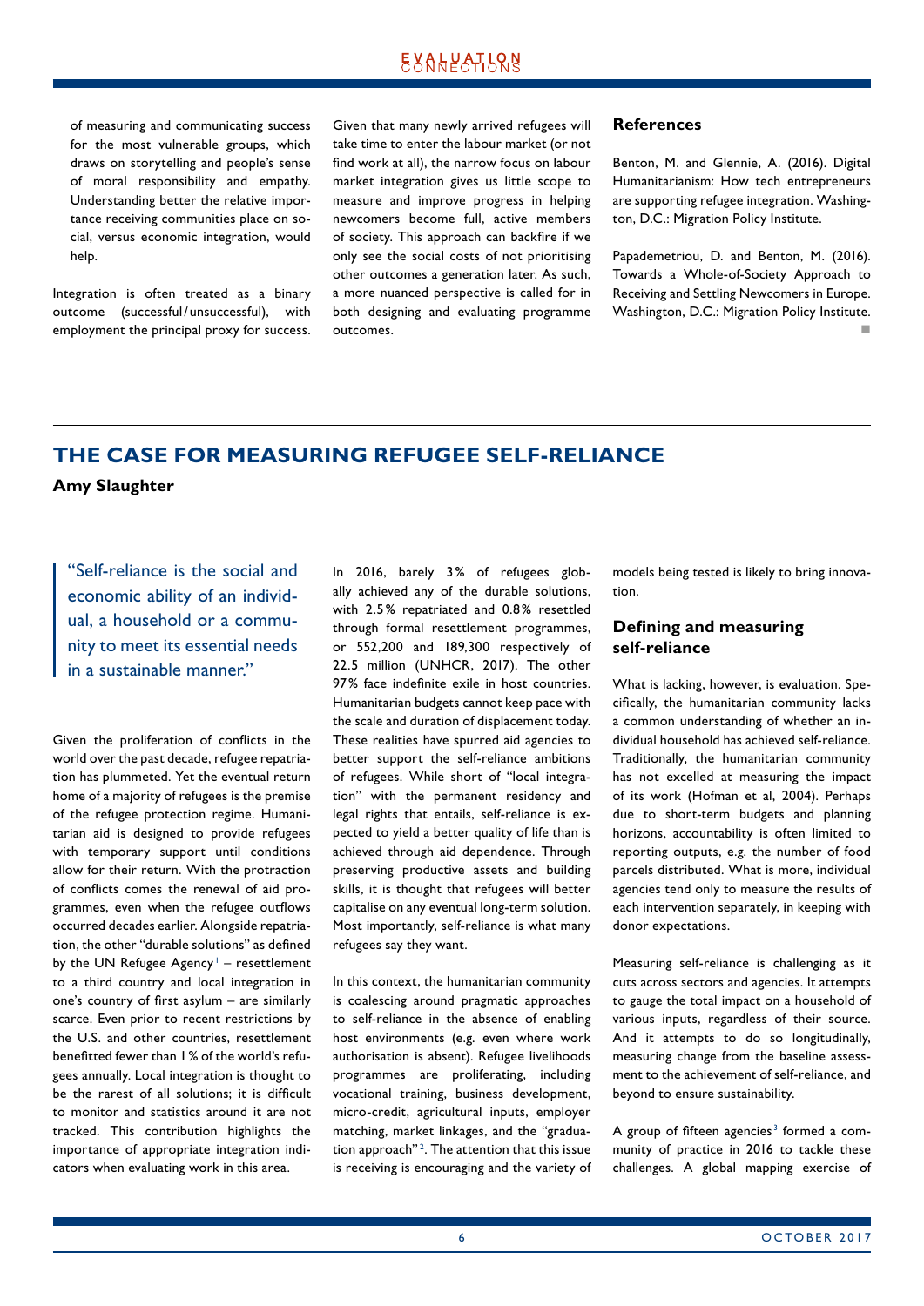of measuring and communicating success for the most vulnerable groups, which draws on storytelling and people's sense of moral responsibility and empathy. Understanding better the relative importance receiving communities place on social, versus economic integration, would help.

Integration is often treated as a binary outcome (successful / unsuccessful), with employment the principal proxy for success. Given that many newly arrived refugees will take time to enter the labour market (or not find work at all), the narrow focus on labour market integration gives us little scope to measure and improve progress in helping newcomers become full, active members of society. This approach can backfire if we only see the social costs of not prioritising other outcomes a generation later. As such, a more nuanced perspective is called for in both designing and evaluating programme outcomes.

## References

Benton, M. and Glennie, A. (2016). Digital Humanitarianism: How tech entrepreneurs are supporting refugee integration. Washington, D.C.: Migration Policy Institute.

Papademetriou, D. and Benton, M. (2016). Towards a Whole-of-Society Approach to Receiving and Settling Newcomers in Europe. Washington, D.C.: Migration Policy Institute.

# THE CASE FOR MEASURING REFUGEE SELF-RELIANCE

**Amy Slaughter**

> "Self-reliance is the social and economic ability of an individual, a household or a community to meet its essential needs in a sustainable manner."

Given the proliferation of conflicts in the world over the past decade, refugee repatriation has plummeted. Yet the eventual return home of a majority of refugees is the premise of the refugee protection regime. Humanitarian aid is designed to provide refugees with temporary support until conditions allow for their return. With the protraction of conflicts comes the renewal of aid programmes, even when the refugee outflows occurred decades earlier. Alongside repatriation, the other "durable solutions" as defined by the UN Refugee Agency[1] – resettlement to a third country and local integration in one's country of first asylum – are similarly scarce. Even prior to recent restrictions by the U.S. and other countries, resettlement benefitted fewer than 1% of the world's refugees annually. Local integration is thought to be the rarest of all solutions; it is difficult to monitor and statistics around it are not tracked. This contribution highlights the importance of appropriate integration indicators when evaluating work in this area.

In 2016, barely 3% of refugees globally achieved any of the durable solutions, with 2.5% repatriated and 0.8% resettled through formal resettlement programmes, or 552,200 and 189,300 respectively of 22.5 million (UNHCR, 2017). The other 97% face indefinite exile in host countries. Humanitarian budgets cannot keep pace with the scale and duration of displacement today. These realities have spurred aid agencies to better support the self-reliance ambitions of refugees. While short of "local integration" with the permanent residency and legal rights that entails, self-reliance is expected to yield a better quality of life than is achieved through aid dependence. Through preserving productive assets and building skills, it is thought that refugees will better capitalise on any eventual long-term solution. Most importantly, self-reliance is what many refugees say they want.

In this context, the humanitarian community is coalescing around pragmatic approaches to self-reliance in the absence of enabling host environments (e.g. even where work authorisation is absent). Refugee livelihoods programmes are proliferating, including vocational training, business development, micro-credit, agricultural inputs, employer matching, market linkages, and the "graduation approach"[2]. The attention that this issue is receiving is encouraging and the variety of models being tested is likely to bring innovation.

## Defining and measuring self-reliance

What is lacking, however, is evaluation. Specifically, the humanitarian community lacks a common understanding of whether an individual household has achieved self-reliance. Traditionally, the humanitarian community has not excelled at measuring the impact of its work (Hofman et al, 2004). Perhaps due to short-term budgets and planning horizons, accountability is often limited to reporting outputs, e.g. the number of food parcels distributed. What is more, individual agencies tend only to measure the results of each intervention separately, in keeping with donor expectations.

Measuring self-reliance is challenging as it cuts across sectors and agencies. It attempts to gauge the total impact on a household of various inputs, regardless of their source. And it attempts to do so longitudinally, measuring change from the baseline assessment to the achievement of self-reliance, and beyond to ensure sustainability.

A group of fifteen agencies[3] formed a community of practice in 2016 to tackle these challenges. A global mapping exercise of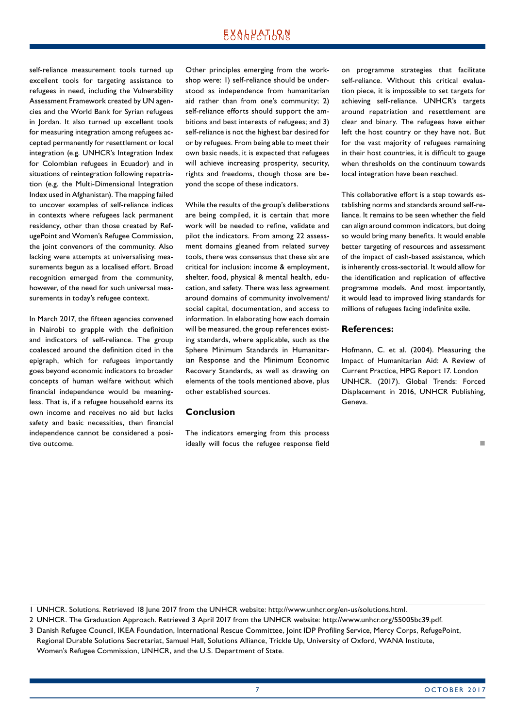self-reliance measurement tools turned up excellent tools for targeting assistance to refugees in need, including the Vulnerability Assessment Framework created by UN agencies and the World Bank for Syrian refugees in Jordan. It also turned up excellent tools for measuring integration among refugees accepted permanently for resettlement or local integration (e.g. UNHCR's Integration Index for Colombian refugees in Ecuador) and in situations of reintegration following repatriation (e.g. the Multi-Dimensional Integration Index used in Afghanistan). The mapping failed to uncover examples of self-reliance indices in contexts where refugees lack permanent residency, other than those created by RefugePoint and Women's Refugee Commission, the joint convenors of the community. Also lacking were attempts at universalising measurements begun as a localised effort. Broad recognition emerged from the community, however, of the need for such universal measurements in today's refugee context.

In March 2017, the fifteen agencies convened in Nairobi to grapple with the definition and indicators of self-reliance. The group coalesced around the definition cited in the epigraph, which for refugees importantly goes beyond economic indicators to broader concepts of human welfare without which financial independence would be meaningless. That is, if a refugee household earns its own income and receives no aid but lacks safety and basic necessities, then financial independence cannot be considered a positive outcome.

Other principles emerging from the workshop were: 1) self-reliance should be understood as independence from humanitarian aid rather than from one's community; 2) self-reliance efforts should support the ambitions and best interests of refugees; and 3) self-reliance is not the highest bar desired for or by refugees. From being able to meet their own basic needs, it is expected that refugees will achieve increasing prosperity, security, rights and freedoms, though those are beyond the scope of these indicators.

While the results of the group's deliberations are being compiled, it is certain that more work will be needed to refine, validate and pilot the indicators. From among 22 assessment domains gleaned from related survey tools, there was consensus that these six are critical for inclusion: income & employment, shelter, food, physical & mental health, education, and safety. There was less agreement around domains of community involvement/social capital, documentation, and access to information. In elaborating how each domain will be measured, the group references existing standards, where applicable, such as the Sphere Minimum Standards in Humanitarian Response and the Minimum Economic Recovery Standards, as well as drawing on elements of the tools mentioned above, plus other established sources.

## Conclusion

The indicators emerging from this process ideally will focus the refugee response field on programme strategies that facilitate self-reliance. Without this critical evaluation piece, it is impossible to set targets for achieving self-reliance. UNHCR's targets around repatriation and resettlement are clear and binary. The refugees have either left the host country or they have not. But for the vast majority of refugees remaining in their host countries, it is difficult to gauge when thresholds on the continuum towards local integration have been reached.

This collaborative effort is a step towards establishing norms and standards around self-reliance. It remains to be seen whether the field can align around common indicators, but doing so would bring many benefits. It would enable better targeting of resources and assessment of the impact of cash-based assistance, which is inherently cross-sectorial. It would allow for the identification and replication of effective programme models. And most importantly, it would lead to improved living standards for millions of refugees facing indefinite exile.

## References:

Hofmann, C. et al. (2004). Measuring the Impact of Humanitarian Aid: A Review of Current Practice, HPG Report 17. London
UNHCR. (2017). Global Trends: Forced Displacement in 2016, UNHCR Publishing, Geneva.

---

1 UNHCR. Solutions. Retrieved 18 June 2017 from the UNHCR website: http://www.unhcr.org/en-us/solutions.html.

2 UNHCR. The Graduation Approach. Retrieved 3 April 2017 from the UNHCR website: http://www.unhcr.org/55005bc39.pdf.

3 Danish Refugee Council, IKEA Foundation, International Rescue Committee, Joint IDP Profiling Service, Mercy Corps, RefugePoint, Regional Durable Solutions Secretariat, Samuel Hall, Solutions Alliance, Trickle Up, University of Oxford, WANA Institute, Women's Refugee Commission, UNHCR, and the U.S. Department of State.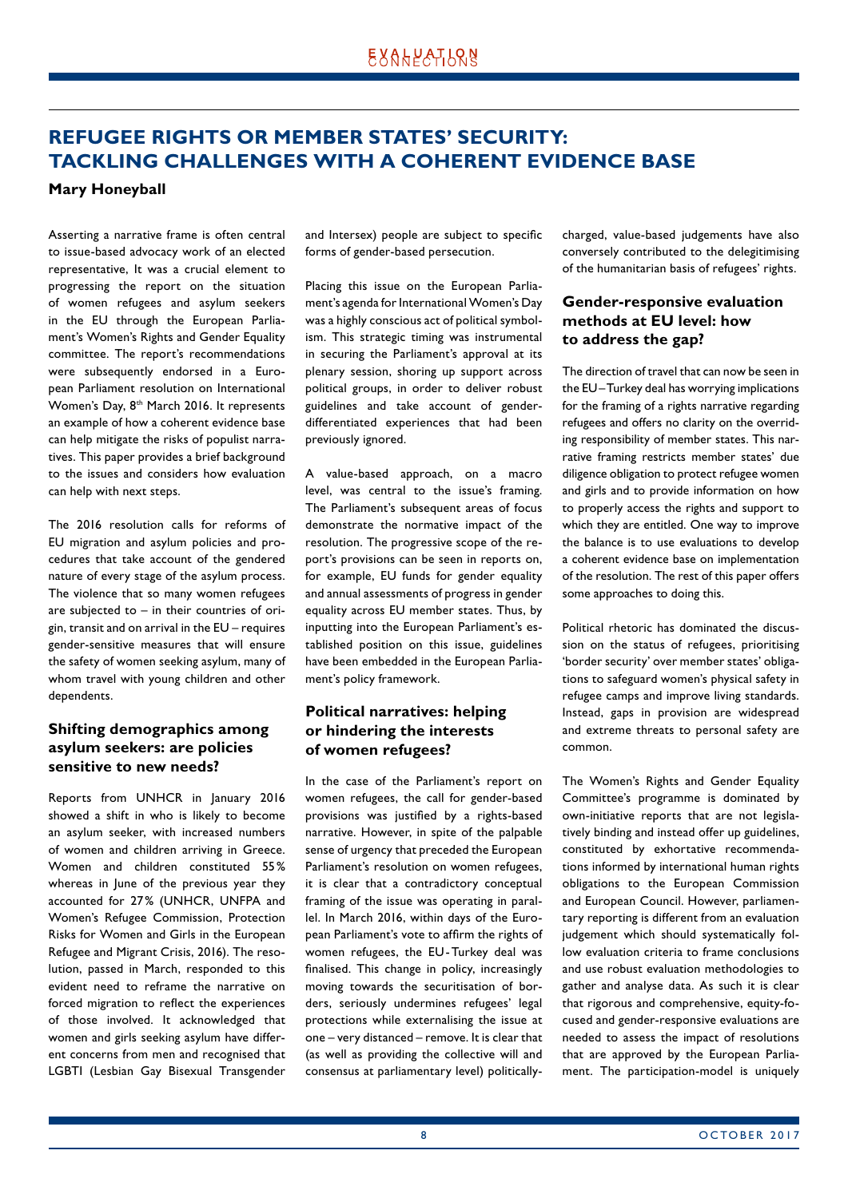## REFUGEE RIGHTS OR MEMBER STATES' SECURITY: TACKLING CHALLENGES WITH A COHERENT EVIDENCE BASE

**Mary Honeyball**

Asserting a narrative frame is often central to issue-based advocacy work of an elected representative, It was a crucial element to progressing the report on the situation of women refugees and asylum seekers in the EU through the European Parliament's Women's Rights and Gender Equality committee. The report's recommendations were subsequently endorsed in a European Parliament resolution on International Women's Day, 8th March 2016. It represents an example of how a coherent evidence base can help mitigate the risks of populist narratives. This paper provides a brief background to the issues and considers how evaluation can help with next steps.

The 2016 resolution calls for reforms of EU migration and asylum policies and procedures that take account of the gendered nature of every stage of the asylum process. The violence that so many women refugees are subjected to – in their countries of origin, transit and on arrival in the EU – requires gender-sensitive measures that will ensure the safety of women seeking asylum, many of whom travel with young children and other dependents.

### Shifting demographics among asylum seekers: are policies sensitive to new needs?

Reports from UNHCR in January 2016 showed a shift in who is likely to become an asylum seeker, with increased numbers of women and children arriving in Greece. Women and children constituted 55% whereas in June of the previous year they accounted for 27% (UNHCR, UNFPA and Women's Refugee Commission, Protection Risks for Women and Girls in the European Refugee and Migrant Crisis, 2016). The resolution, passed in March, responded to this evident need to reframe the narrative on forced migration to reflect the experiences of those involved. It acknowledged that women and girls seeking asylum have different concerns from men and recognised that LGBTI (Lesbian Gay Bisexual Transgender and Intersex) people are subject to specific forms of gender-based persecution.

Placing this issue on the European Parliament's agenda for International Women's Day was a highly conscious act of political symbolism. This strategic timing was instrumental in securing the Parliament's approval at its plenary session, shoring up support across political groups, in order to deliver robust guidelines and take account of gender-differentiated experiences that had been previously ignored.

A value-based approach, on a macro level, was central to the issue's framing. The Parliament's subsequent areas of focus demonstrate the normative impact of the resolution. The progressive scope of the report's provisions can be seen in reports on, for example, EU funds for gender equality and annual assessments of progress in gender equality across EU member states. Thus, by inputting into the European Parliament's established position on this issue, guidelines have been embedded in the European Parliament's policy framework.

### Political narratives: helping or hindering the interests of women refugees?

In the case of the Parliament's report on women refugees, the call for gender-based provisions was justified by a rights-based narrative. However, in spite of the palpable sense of urgency that preceded the European Parliament's resolution on women refugees, it is clear that a contradictory conceptual framing of the issue was operating in parallel. In March 2016, within days of the European Parliament's vote to affirm the rights of women refugees, the EU-Turkey deal was finalised. This change in policy, increasingly moving towards the securitisation of borders, seriously undermines refugees' legal protections while externalising the issue at one – very distanced – remove. It is clear that (as well as providing the collective will and consensus at parliamentary level) politically-charged, value-based judgements have also conversely contributed to the delegitimising of the humanitarian basis of refugees' rights.

### Gender-responsive evaluation methods at EU level: how to address the gap?

The direction of travel that can now be seen in the EU–Turkey deal has worrying implications for the framing of a rights narrative regarding refugees and offers no clarity on the overriding responsibility of member states. This narrative framing restricts member states' due diligence obligation to protect refugee women and girls and to provide information on how to properly access the rights and support to which they are entitled. One way to improve the balance is to use evaluations to develop a coherent evidence base on implementation of the resolution. The rest of this paper offers some approaches to doing this.

Political rhetoric has dominated the discussion on the status of refugees, prioritising 'border security' over member states' obligations to safeguard women's physical safety in refugee camps and improve living standards. Instead, gaps in provision are widespread and extreme threats to personal safety are common.

The Women's Rights and Gender Equality Committee's programme is dominated by own-initiative reports that are not legislatively binding and instead offer up guidelines, constituted by exhortative recommendations informed by international human rights obligations to the European Commission and European Council. However, parliamentary reporting is different from an evaluation judgement which should systematically follow evaluation criteria to frame conclusions and use robust evaluation methodologies to gather and analyse data. As such it is clear that rigorous and comprehensive, equity-focused and gender-responsive evaluations are needed to assess the impact of resolutions that are approved by the European Parliament. The participation-model is uniquely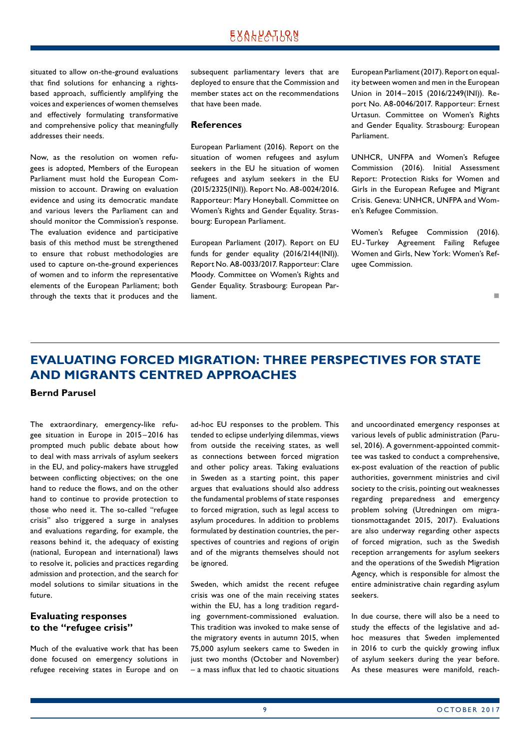situated to allow on-the-ground evaluations that find solutions for enhancing a rights-based approach, sufficiently amplifying the voices and experiences of women themselves and effectively formulating transformative and comprehensive policy that meaningfully addresses their needs.

Now, as the resolution on women refugees is adopted, Members of the European Parliament must hold the European Commission to account. Drawing on evaluation evidence and using its democratic mandate and various levers the Parliament can and should monitor the Commission's response. The evaluation evidence and participative basis of this method must be strengthened to ensure that robust methodologies are used to capture on-the-ground experiences of women and to inform the representative elements of the European Parliament; both through the texts that it produces and the subsequent parliamentary levers that are deployed to ensure that the Commission and member states act on the recommendations that have been made.

### References

European Parliament (2016). Report on the situation of women refugees and asylum seekers in the EU he situation of women refugees and asylum seekers in the EU (2015/2325(INI)). Report No. A8-0024/2016. Rapporteur: Mary Honeyball. Committee on Women's Rights and Gender Equality. Strasbourg: European Parliament.

European Parliament (2017). Report on EU funds for gender equality (2016/2144(INI)). Report No. A8-0033/2017. Rapporteur: Clare Moody. Committee on Women's Rights and Gender Equality. Strasbourg: European Parliament.

European Parliament (2017). Report on equality between women and men in the European Union in 2014–2015 (2016/2249(INI)). Report No. A8-0046/2017. Rapporteur: Ernest Urtasun. Committee on Women's Rights and Gender Equality. Strasbourg: European Parliament.

UNHCR, UNFPA and Women's Refugee Commission (2016). Initial Assessment Report: Protection Risks for Women and Girls in the European Refugee and Migrant Crisis. Geneva: UNHCR, UNFPA and Women's Refugee Commission.

Women's Refugee Commission (2016). EU-Turkey Agreement Failing Refugee Women and Girls, New York: Women's Refugee Commission.

## EVALUATING FORCED MIGRATION: THREE PERSPECTIVES FOR STATE AND MIGRANTS CENTRED APPROACHES

**Bernd Parusel**

The extraordinary, emergency-like refugee situation in Europe in 2015–2016 has prompted much public debate about how to deal with mass arrivals of asylum seekers in the EU, and policy-makers have struggled between conflicting objectives; on the one hand to reduce the flows, and on the other hand to continue to provide protection to those who need it. The so-called "refugee crisis" also triggered a surge in analyses and evaluations regarding, for example, the reasons behind it, the adequacy of existing (national, European and international) laws to resolve it, policies and practices regarding admission and protection, and the search for model solutions to similar situations in the future.

### Evaluating responses to the "refugee crisis"

Much of the evaluative work that has been done focused on emergency solutions in refugee receiving states in Europe and on ad-hoc EU responses to the problem. This tended to eclipse underlying dilemmas, views from outside the receiving states, as well as connections between forced migration and other policy areas. Taking evaluations in Sweden as a starting point, this paper argues that evaluations should also address the fundamental problems of state responses to forced migration, such as legal access to asylum procedures. In addition to problems formulated by destination countries, the perspectives of countries and regions of origin and of the migrants themselves should not be ignored.

Sweden, which amidst the recent refugee crisis was one of the main receiving states within the EU, has a long tradition regarding government-commissioned evaluation. This tradition was invoked to make sense of the migratory events in autumn 2015, when 75,000 asylum seekers came to Sweden in just two months (October and November) – a mass influx that led to chaotic situations and uncoordinated emergency responses at various levels of public administration (Parusel, 2016). A government-appointed committee was tasked to conduct a comprehensive, ex-post evaluation of the reaction of public authorities, government ministries and civil society to the crisis, pointing out weaknesses regarding preparedness and emergency problem solving (Utredningen om migrationsmottagandet 2015, 2017). Evaluations are also underway regarding other aspects of forced migration, such as the Swedish reception arrangements for asylum seekers and the operations of the Swedish Migration Agency, which is responsible for almost the entire administrative chain regarding asylum seekers.

In due course, there will also be a need to study the effects of the legislative and ad-hoc measures that Sweden implemented in 2016 to curb the quickly growing influx of asylum seekers during the year before. As these measures were manifold, reach-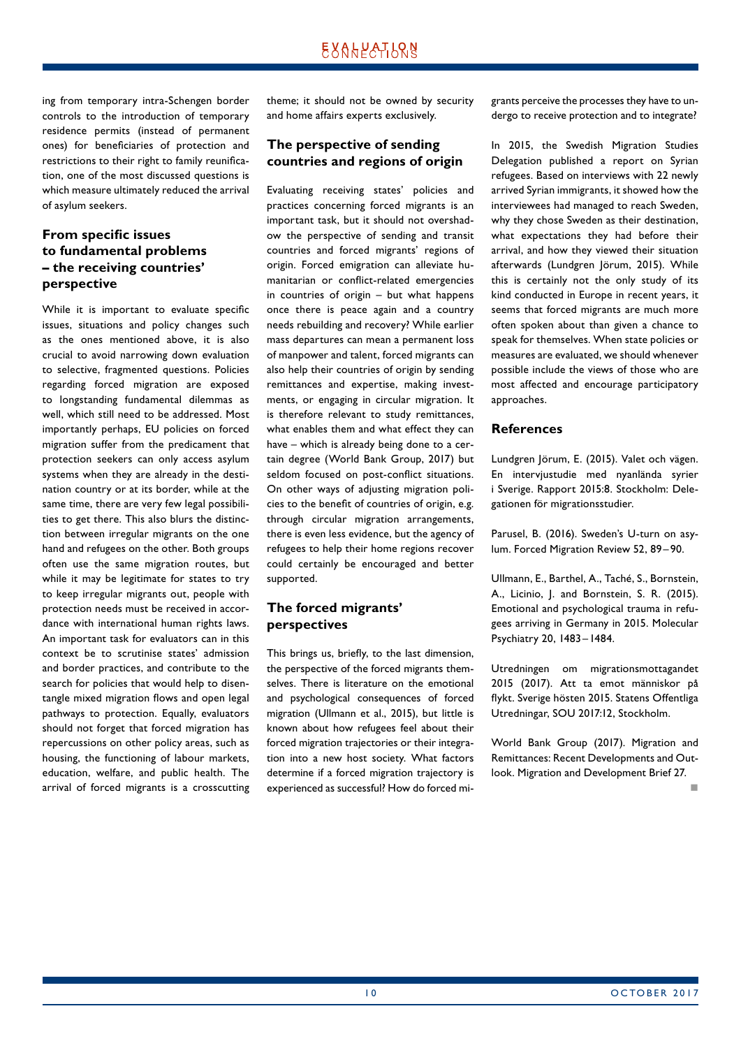ing from temporary intra-Schengen border controls to the introduction of temporary residence permits (instead of permanent ones) for beneficiaries of protection and restrictions to their right to family reunification, one of the most discussed questions is which measure ultimately reduced the arrival of asylum seekers.

## From specific issues to fundamental problems – the receiving countries' perspective

While it is important to evaluate specific issues, situations and policy changes such as the ones mentioned above, it is also crucial to avoid narrowing down evaluation to selective, fragmented questions. Policies regarding forced migration are exposed to longstanding fundamental dilemmas as well, which still need to be addressed. Most importantly perhaps, EU policies on forced migration suffer from the predicament that protection seekers can only access asylum systems when they are already in the destination country or at its border, while at the same time, there are very few legal possibilities to get there. This also blurs the distinction between irregular migrants on the one hand and refugees on the other. Both groups often use the same migration routes, but while it may be legitimate for states to try to keep irregular migrants out, people with protection needs must be received in accordance with international human rights laws. An important task for evaluators can in this context be to scrutinise states' admission and border practices, and contribute to the search for policies that would help to disentangle mixed migration flows and open legal pathways to protection. Equally, evaluators should not forget that forced migration has repercussions on other policy areas, such as housing, the functioning of labour markets, education, welfare, and public health. The arrival of forced migrants is a crosscutting theme; it should not be owned by security and home affairs experts exclusively.

## The perspective of sending countries and regions of origin

Evaluating receiving states' policies and practices concerning forced migrants is an important task, but it should not overshadow the perspective of sending and transit countries and forced migrants' regions of origin. Forced emigration can alleviate humanitarian or conflict-related emergencies in countries of origin – but what happens once there is peace again and a country needs rebuilding and recovery? While earlier mass departures can mean a permanent loss of manpower and talent, forced migrants can also help their countries of origin by sending remittances and expertise, making investments, or engaging in circular migration. It is therefore relevant to study remittances, what enables them and what effect they can have – which is already being done to a certain degree (World Bank Group, 2017) but seldom focused on post-conflict situations. On other ways of adjusting migration policies to the benefit of countries of origin, e.g. through circular migration arrangements, there is even less evidence, but the agency of refugees to help their home regions recover could certainly be encouraged and better supported.

## The forced migrants' perspectives

This brings us, briefly, to the last dimension, the perspective of the forced migrants themselves. There is literature on the emotional and psychological consequences of forced migration (Ullmann et al., 2015), but little is known about how refugees feel about their forced migration trajectories or their integration into a new host society. What factors determine if a forced migration trajectory is experienced as successful? How do forced migrants perceive the processes they have to undergo to receive protection and to integrate?

In 2015, the Swedish Migration Studies Delegation published a report on Syrian refugees. Based on interviews with 22 newly arrived Syrian immigrants, it showed how the interviewees had managed to reach Sweden, why they chose Sweden as their destination, what expectations they had before their arrival, and how they viewed their situation afterwards (Lundgren Jörum, 2015). While this is certainly not the only study of its kind conducted in Europe in recent years, it seems that forced migrants are much more often spoken about than given a chance to speak for themselves. When state policies or measures are evaluated, we should whenever possible include the views of those who are most affected and encourage participatory approaches.

## References

Lundgren Jörum, E. (2015). Valet och vägen. En intervjustudie med nyanlända syrier i Sverige. Rapport 2015:8. Stockholm: Delegationen för migrationsstudier.

Parusel, B. (2016). Sweden's U-turn on asylum. Forced Migration Review 52, 89–90.

Ullmann, E., Barthel, A., Taché, S., Bornstein, A., Licinio, J. and Bornstein, S. R. (2015). Emotional and psychological trauma in refugees arriving in Germany in 2015. Molecular Psychiatry 20, 1483–1484.

Utredningen om migrationsmottagandet 2015 (2017). Att ta emot människor på flykt. Sverige hösten 2015. Statens Offentliga Utredningar, SOU 2017:12, Stockholm.

World Bank Group (2017). Migration and Remittances: Recent Developments and Outlook. Migration and Development Brief 27.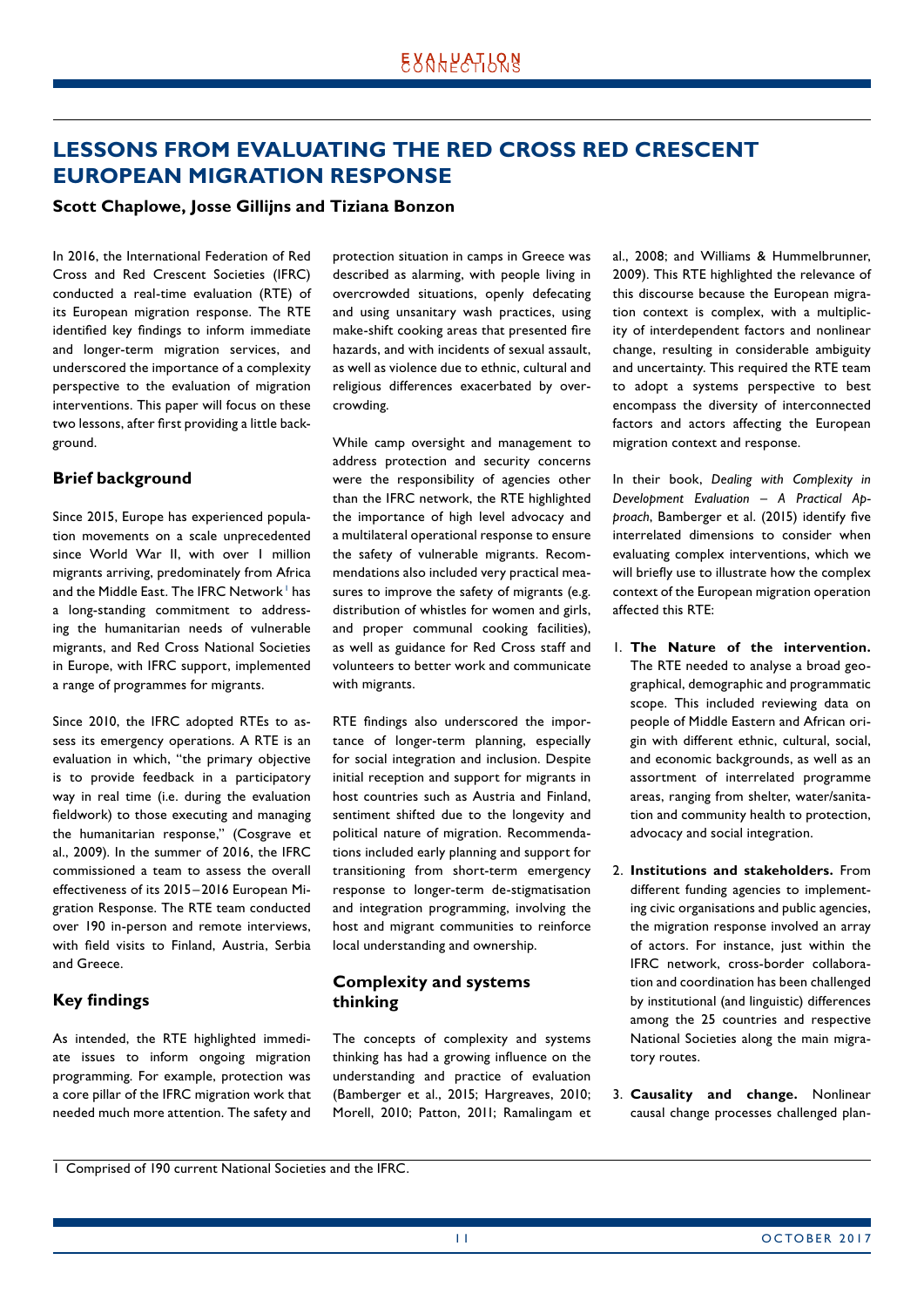# LESSONS FROM EVALUATING THE RED CROSS RED CRESCENT EUROPEAN MIGRATION RESPONSE

**Scott Chaplowe, Josse Gillijns and Tiziana Bonzon**

In 2016, the International Federation of Red Cross and Red Crescent Societies (IFRC) conducted a real-time evaluation (RTE) of its European migration response. The RTE identified key findings to inform immediate and longer-term migration services, and underscored the importance of a complexity perspective to the evaluation of migration interventions. This paper will focus on these two lessons, after first providing a little background.

## Brief background

Since 2015, Europe has experienced population movements on a scale unprecedented since World War II, with over 1 million migrants arriving, predominately from Africa and the Middle East. The IFRC Network[1] has a long-standing commitment to addressing the humanitarian needs of vulnerable migrants, and Red Cross National Societies in Europe, with IFRC support, implemented a range of programmes for migrants.

Since 2010, the IFRC adopted RTEs to assess its emergency operations. A RTE is an evaluation in which, "the primary objective is to provide feedback in a participatory way in real time (i.e. during the evaluation fieldwork) to those executing and managing the humanitarian response," (Cosgrave et al., 2009). In the summer of 2016, the IFRC commissioned a team to assess the overall effectiveness of its 2015–2016 European Migration Response. The RTE team conducted over 190 in-person and remote interviews, with field visits to Finland, Austria, Serbia and Greece.

## Key findings

As intended, the RTE highlighted immediate issues to inform ongoing migration programming. For example, protection was a core pillar of the IFRC migration work that needed much more attention. The safety and protection situation in camps in Greece was described as alarming, with people living in overcrowded situations, openly defecating and using unsanitary wash practices, using make-shift cooking areas that presented fire hazards, and with incidents of sexual assault, as well as violence due to ethnic, cultural and religious differences exacerbated by overcrowding.

While camp oversight and management to address protection and security concerns were the responsibility of agencies other than the IFRC network, the RTE highlighted the importance of high level advocacy and a multilateral operational response to ensure the safety of vulnerable migrants. Recommendations also included very practical measures to improve the safety of migrants (e.g. distribution of whistles for women and girls, and proper communal cooking facilities), as well as guidance for Red Cross staff and volunteers to better work and communicate with migrants.

RTE findings also underscored the importance of longer-term planning, especially for social integration and inclusion. Despite initial reception and support for migrants in host countries such as Austria and Finland, sentiment shifted due to the longevity and political nature of migration. Recommendations included early planning and support for transitioning from short-term emergency response to longer-term de-stigmatisation and integration programming, involving the host and migrant communities to reinforce local understanding and ownership.

## Complexity and systems thinking

The concepts of complexity and systems thinking has had a growing influence on the understanding and practice of evaluation (Bamberger et al., 2015; Hargreaves, 2010; Morell, 2010; Patton, 2011; Ramalingam et al., 2008; and Williams & Hummelbrunner, 2009). This RTE highlighted the relevance of this discourse because the European migration context is complex, with a multiplicity of interdependent factors and nonlinear change, resulting in considerable ambiguity and uncertainty. This required the RTE team to adopt a systems perspective to best encompass the diversity of interconnected factors and actors affecting the European migration context and response.

In their book, *Dealing with Complexity in Development Evaluation – A Practical Approach*, Bamberger et al. (2015) identify five interrelated dimensions to consider when evaluating complex interventions, which we will briefly use to illustrate how the complex context of the European migration operation affected this RTE:

1. **The Nature of the intervention.** The RTE needed to analyse a broad geographical, demographic and programmatic scope. This included reviewing data on people of Middle Eastern and African origin with different ethnic, cultural, social, and economic backgrounds, as well as an assortment of interrelated programme areas, ranging from shelter, water/sanitation and community health to protection, advocacy and social integration.
2. **Institutions and stakeholders.** From different funding agencies to implementing civic organisations and public agencies, the migration response involved an array of actors. For instance, just within the IFRC network, cross-border collaboration and coordination has been challenged by institutional (and linguistic) differences among the 25 countries and respective National Societies along the main migratory routes.
3. **Causality and change.** Nonlinear causal change processes challenged plan-

[1] Comprised of 190 current National Societies and the IFRC.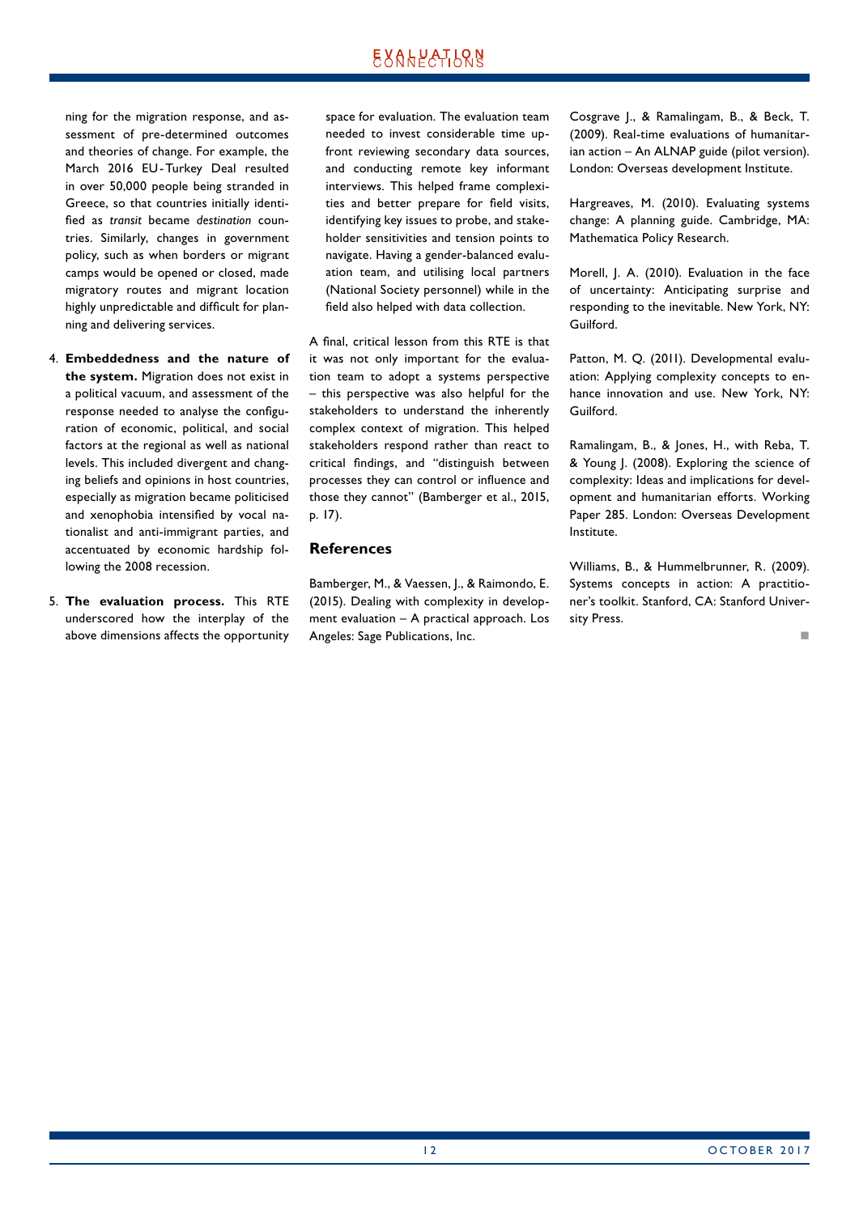ning for the migration response, and assessment of pre-determined outcomes and theories of change. For example, the March 2016 EU-Turkey Deal resulted in over 50,000 people being stranded in Greece, so that countries initially identified as *transit* became *destination* countries. Similarly, changes in government policy, such as when borders or migrant camps would be opened or closed, made migratory routes and migrant location highly unpredictable and difficult for planning and delivering services.

4. **Embeddedness and the nature of the system.** Migration does not exist in a political vacuum, and assessment of the response needed to analyse the configuration of economic, political, and social factors at the regional as well as national levels. This included divergent and changing beliefs and opinions in host countries, especially as migration became politicised and xenophobia intensified by vocal nationalist and anti-immigrant parties, and accentuated by economic hardship following the 2008 recession.

5. **The evaluation process.** This RTE underscored how the interplay of the above dimensions affects the opportunity space for evaluation. The evaluation team needed to invest considerable time upfront reviewing secondary data sources, and conducting remote key informant interviews. This helped frame complexities and better prepare for field visits, identifying key issues to probe, and stakeholder sensitivities and tension points to navigate. Having a gender-balanced evaluation team, and utilising local partners (National Society personnel) while in the field also helped with data collection.

A final, critical lesson from this RTE is that it was not only important for the evaluation team to adopt a systems perspective – this perspective was also helpful for the stakeholders to understand the inherently complex context of migration. This helped stakeholders respond rather than react to critical findings, and "distinguish between processes they can control or influence and those they cannot" (Bamberger et al., 2015, p. 17).

## References

Bamberger, M., & Vaessen, J., & Raimondo, E. (2015). Dealing with complexity in development evaluation – A practical approach. Los Angeles: Sage Publications, Inc.

Cosgrave J., & Ramalingam, B., & Beck, T. (2009). Real-time evaluations of humanitarian action – An ALNAP guide (pilot version). London: Overseas development Institute.

Hargreaves, M. (2010). Evaluating systems change: A planning guide. Cambridge, MA: Mathematica Policy Research.

Morell, J. A. (2010). Evaluation in the face of uncertainty: Anticipating surprise and responding to the inevitable. New York, NY: Guilford.

Patton, M. Q. (2011). Developmental evaluation: Applying complexity concepts to enhance innovation and use. New York, NY: Guilford.

Ramalingam, B., & Jones, H., with Reba, T. & Young J. (2008). Exploring the science of complexity: Ideas and implications for development and humanitarian efforts. Working Paper 285. London: Overseas Development Institute.

Williams, B., & Hummelbrunner, R. (2009). Systems concepts in action: A practitioner's toolkit. Stanford, CA: Stanford University Press.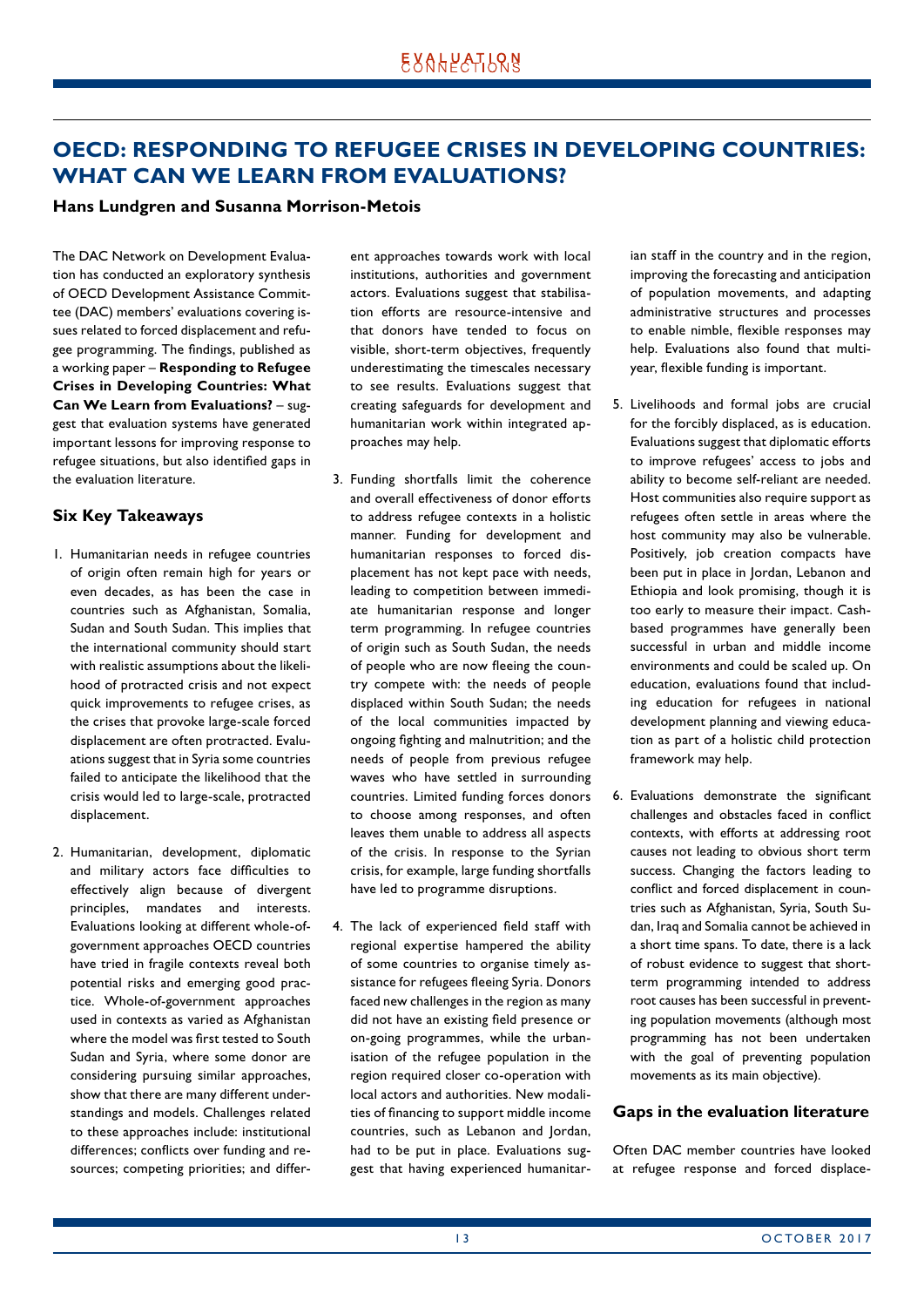# OECD: RESPONDING TO REFUGEE CRISES IN DEVELOPING COUNTRIES: WHAT CAN WE LEARN FROM EVALUATIONS?

**Hans Lundgren and Susanna Morrison-Metois**

The DAC Network on Development Evaluation has conducted an exploratory synthesis of OECD Development Assistance Committee (DAC) members' evaluations covering issues related to forced displacement and refugee programming. The findings, published as a working paper – **Responding to Refugee Crises in Developing Countries: What Can We Learn from Evaluations?** – suggest that evaluation systems have generated important lessons for improving response to refugee situations, but also identified gaps in the evaluation literature.

## Six Key Takeaways

1. Humanitarian needs in refugee countries of origin often remain high for years or even decades, as has been the case in countries such as Afghanistan, Somalia, Sudan and South Sudan. This implies that the international community should start with realistic assumptions about the likelihood of protracted crisis and not expect quick improvements to refugee crises, as the crises that provoke large-scale forced displacement are often protracted. Evaluations suggest that in Syria some countries failed to anticipate the likelihood that the crisis would led to large-scale, protracted displacement.

2. Humanitarian, development, diplomatic and military actors face difficulties to effectively align because of divergent principles, mandates and interests. Evaluations looking at different whole-of-government approaches OECD countries have tried in fragile contexts reveal both potential risks and emerging good practice. Whole-of-government approaches used in contexts as varied as Afghanistan where the model was first tested to South Sudan and Syria, where some donor are considering pursuing similar approaches, show that there are many different understandings and models. Challenges related to these approaches include: institutional differences; conflicts over funding and resources; competing priorities; and different approaches towards work with local institutions, authorities and government actors. Evaluations suggest that stabilisation efforts are resource-intensive and that donors have tended to focus on visible, short-term objectives, frequently underestimating the timescales necessary to see results. Evaluations suggest that creating safeguards for development and humanitarian work within integrated approaches may help.

3. Funding shortfalls limit the coherence and overall effectiveness of donor efforts to address refugee contexts in a holistic manner. Funding for development and humanitarian responses to forced displacement has not kept pace with needs, leading to competition between immediate humanitarian response and longer term programming. In refugee countries of origin such as South Sudan, the needs of people who are now fleeing the country compete with: the needs of people displaced within South Sudan; the needs of the local communities impacted by ongoing fighting and malnutrition; and the needs of people from previous refugee waves who have settled in surrounding countries. Limited funding forces donors to choose among responses, and often leaves them unable to address all aspects of the crisis. In response to the Syrian crisis, for example, large funding shortfalls have led to programme disruptions.

4. The lack of experienced field staff with regional expertise hampered the ability of some countries to organise timely assistance for refugees fleeing Syria. Donors faced new challenges in the region as many did not have an existing field presence or on-going programmes, while the urbanisation of the refugee population in the region required closer co-operation with local actors and authorities. New modalities of financing to support middle income countries, such as Lebanon and Jordan, had to be put in place. Evaluations suggest that having experienced humanitarian staff in the country and in the region, improving the forecasting and anticipation of population movements, and adapting administrative structures and processes to enable nimble, flexible responses may help. Evaluations also found that multi-year, flexible funding is important.

5. Livelihoods and formal jobs are crucial for the forcibly displaced, as is education. Evaluations suggest that diplomatic efforts to improve refugees' access to jobs and ability to become self-reliant are needed. Host communities also require support as refugees often settle in areas where the host community may also be vulnerable. Positively, job creation compacts have been put in place in Jordan, Lebanon and Ethiopia and look promising, though it is too early to measure their impact. Cash-based programmes have generally been successful in urban and middle income environments and could be scaled up. On education, evaluations found that including education for refugees in national development planning and viewing education as part of a holistic child protection framework may help.

6. Evaluations demonstrate the significant challenges and obstacles faced in conflict contexts, with efforts at addressing root causes not leading to obvious short term success. Changing the factors leading to conflict and forced displacement in countries such as Afghanistan, Syria, South Sudan, Iraq and Somalia cannot be achieved in a short time spans. To date, there is a lack of robust evidence to suggest that short-term programming intended to address root causes has been successful in preventing population movements (although most programming has not been undertaken with the goal of preventing population movements as its main objective).

## Gaps in the evaluation literature

Often DAC member countries have looked at refugee response and forced displace-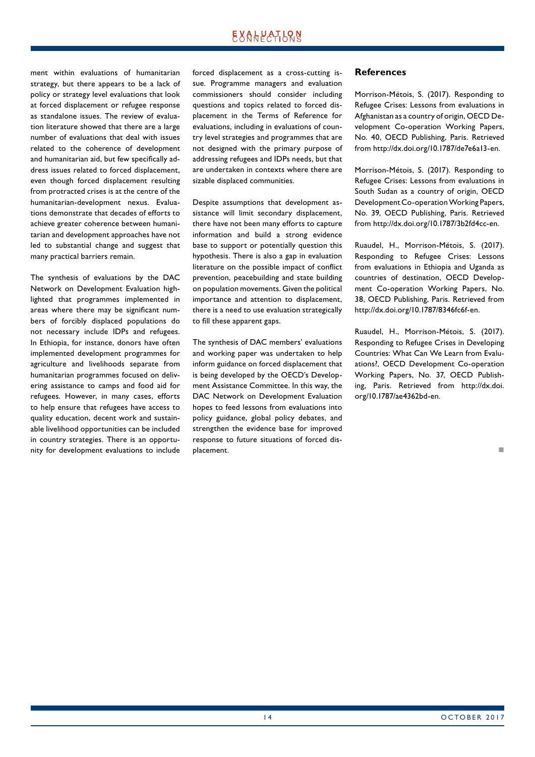ment within evaluations of humanitarian strategy, but there appears to be a lack of policy or strategy level evaluations that look at forced displacement or refugee response as standalone issues. The review of evaluation literature showed that there are a large number of evaluations that deal with issues related to the coherence of development and humanitarian aid, but few specifically address issues related to forced displacement, even though forced displacement resulting from protracted crises is at the centre of the humanitarian-development nexus. Evaluations demonstrate that decades of efforts to achieve greater coherence between humanitarian and development approaches have not led to substantial change and suggest that many practical barriers remain.

The synthesis of evaluations by the DAC Network on Development Evaluation highlighted that programmes implemented in areas where there may be significant numbers of forcibly displaced populations do not necessary include IDPs and refugees. In Ethiopia, for instance, donors have often implemented development programmes for agriculture and livelihoods separate from humanitarian programmes focused on delivering assistance to camps and food aid for refugees. However, in many cases, efforts to help ensure that refugees have access to quality education, decent work and sustainable livelihood opportunities can be included in country strategies. There is an opportunity for development evaluations to include forced displacement as a cross-cutting issue. Programme managers and evaluation commissioners should consider including questions and topics related to forced displacement in the Terms of Reference for evaluations, including in evaluations of country level strategies and programmes that are not designed with the primary purpose of addressing refugees and IDPs needs, but that are undertaken in contexts where there are sizable displaced communities.

Despite assumptions that development assistance will limit secondary displacement, there have not been many efforts to capture information and build a strong evidence base to support or potentially question this hypothesis. There is also a gap in evaluation literature on the possible impact of conflict prevention, peacebuilding and state building on population movements. Given the political importance and attention to displacement, there is a need to use evaluation strategically to fill these apparent gaps.

The synthesis of DAC members' evaluations and working paper was undertaken to help inform guidance on forced displacement that is being developed by the OECD's Development Assistance Committee. In this way, the DAC Network on Development Evaluation hopes to feed lessons from evaluations into policy guidance, global policy debates, and strengthen the evidence base for improved response to future situations of forced displacement.

## References

Morrison-Métois, S. (2017). Responding to Refugee Crises: Lessons from evaluations in Afghanistan as a country of origin, OECD Development Co-operation Working Papers, No. 40, OECD Publishing, Paris. Retrieved from http://dx.doi.org/10.1787/de7e6a13-en.

Morrison-Métois, S. (2017). Responding to Refugee Crises: Lessons from evaluations in South Sudan as a country of origin, OECD Development Co-operation Working Papers, No. 39, OECD Publishing, Paris. Retrieved from http://dx.doi.org/10.1787/3b2fd4cc-en.

Ruaudel, H., Morrison-Métois, S. (2017). Responding to Refugee Crises: Lessons from evaluations in Ethiopia and Uganda as countries of destination, OECD Development Co-operation Working Papers, No. 38, OECD Publishing, Paris. Retrieved from http://dx.doi.org/10.1787/8346fc6f-en.

Ruaudel, H., Morrison-Métois, S. (2017). Responding to Refugee Crises in Developing Countries: What Can We Learn from Evaluations?, OECD Development Co-operation Working Papers, No. 37, OECD Publishing, Paris. Retrieved from http://dx.doi.org/10.1787/ae4362bd-en.

■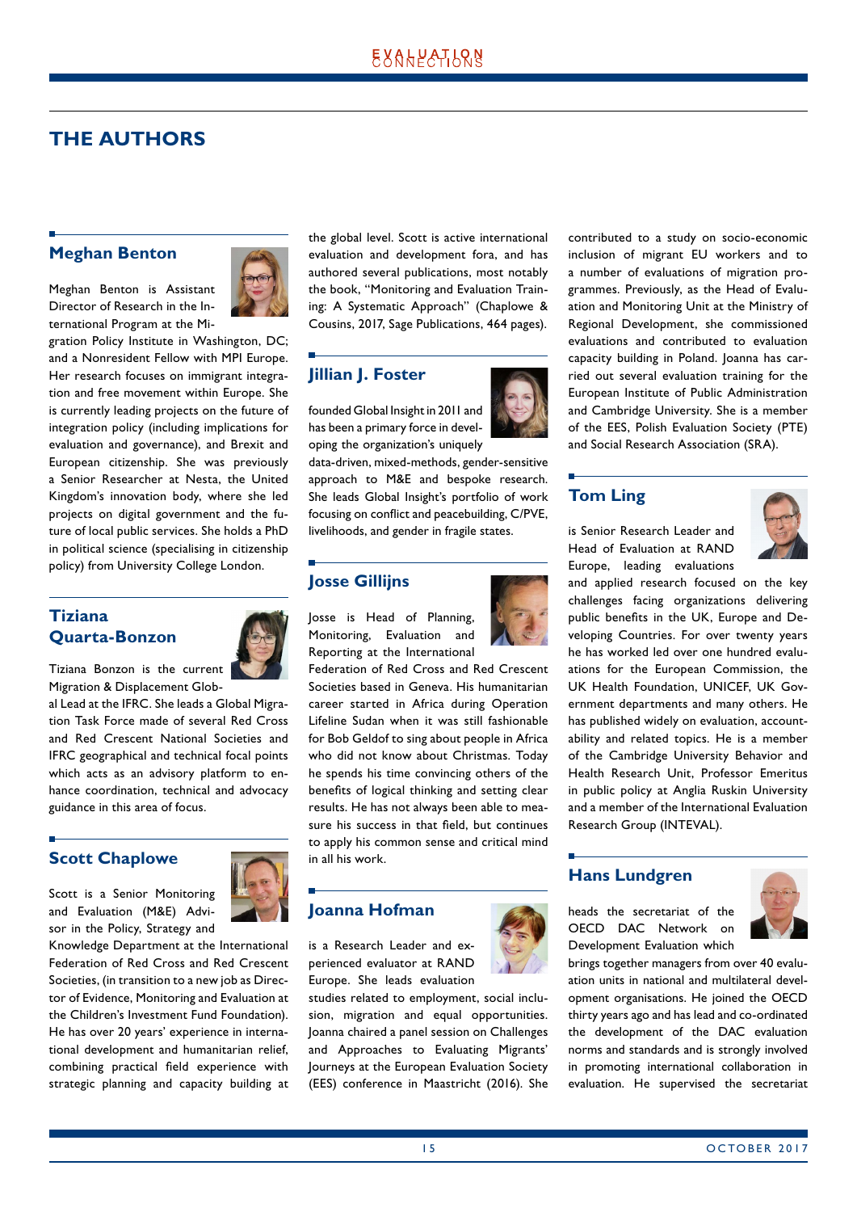# THE AUTHORS

## Meghan Benton

Meghan Benton is Assistant Director of Research in the International Program at the Migration Policy Institute in Washington, DC; and a Nonresident Fellow with MPI Europe. Her research focuses on immigrant integration and free movement within Europe. She is currently leading projects on the future of integration policy (including implications for evaluation and governance), and Brexit and European citizenship. She was previously a Senior Researcher at Nesta, the United Kingdom's innovation body, where she led projects on digital government and the future of local public services. She holds a PhD in political science (specialising in citizenship policy) from University College London.

## Tiziana Quarta-Bonzon

Tiziana Bonzon is the current Migration & Displacement Global Lead at the IFRC. She leads a Global Migration Task Force made of several Red Cross and Red Crescent National Societies and IFRC geographical and technical focal points which acts as an advisory platform to enhance coordination, technical and advocacy guidance in this area of focus.

## Scott Chaplowe

Scott is a Senior Monitoring and Evaluation (M&E) Advisor in the Policy, Strategy and Knowledge Department at the International Federation of Red Cross and Red Crescent Societies, (in transition to a new job as Director of Evidence, Monitoring and Evaluation at the Children's Investment Fund Foundation). He has over 20 years' experience in international development and humanitarian relief, combining practical field experience with strategic planning and capacity building at the global level. Scott is active international evaluation and development fora, and has authored several publications, most notably the book, "Monitoring and Evaluation Training: A Systematic Approach" (Chaplowe & Cousins, 2017, Sage Publications, 464 pages).

## Jillian J. Foster

founded Global Insight in 2011 and has been a primary force in developing the organization's uniquely data-driven, mixed-methods, gender-sensitive approach to M&E and bespoke research. She leads Global Insight's portfolio of work focusing on conflict and peacebuilding, C/PVE, livelihoods, and gender in fragile states.

## Josse Gillijns

Josse is Head of Planning, Monitoring, Evaluation and Reporting at the International Federation of Red Cross and Red Crescent Societies based in Geneva. His humanitarian career started in Africa during Operation Lifeline Sudan when it was still fashionable for Bob Geldof to sing about people in Africa who did not know about Christmas. Today he spends his time convincing others of the benefits of logical thinking and setting clear results. He has not always been able to measure his success in that field, but continues to apply his common sense and critical mind in all his work.

## Joanna Hofman

is a Research Leader and experienced evaluator at RAND Europe. She leads evaluation studies related to employment, social inclusion, migration and equal opportunities. Joanna chaired a panel session on Challenges and Approaches to Evaluating Migrants' Journeys at the European Evaluation Society (EES) conference in Maastricht (2016). She contributed to a study on socio-economic inclusion of migrant EU workers and to a number of evaluations of migration programmes. Previously, as the Head of Evaluation and Monitoring Unit at the Ministry of Regional Development, she commissioned evaluations and contributed to evaluation capacity building in Poland. Joanna has carried out several evaluation training for the European Institute of Public Administration and Cambridge University. She is a member of the EES, Polish Evaluation Society (PTE) and Social Research Association (SRA).

## Tom Ling

is Senior Research Leader and Head of Evaluation at RAND Europe, leading evaluations and applied research focused on the key challenges facing organizations delivering public benefits in the UK, Europe and Developing Countries. For over twenty years he has worked led over one hundred evaluations for the European Commission, the UK Health Foundation, UNICEF, UK Government departments and many others. He has published widely on evaluation, accountability and related topics. He is a member of the Cambridge University Behavior and Health Research Unit, Professor Emeritus in public policy at Anglia Ruskin University and a member of the International Evaluation Research Group (INTEVAL).

## Hans Lundgren

heads the secretariat of the OECD DAC Network on Development Evaluation which brings together managers from over 40 evaluation units in national and multilateral development organisations. He joined the OECD thirty years ago and has lead and co-ordinated the development of the DAC evaluation norms and standards and is strongly involved in promoting international collaboration in evaluation. He supervised the secretariat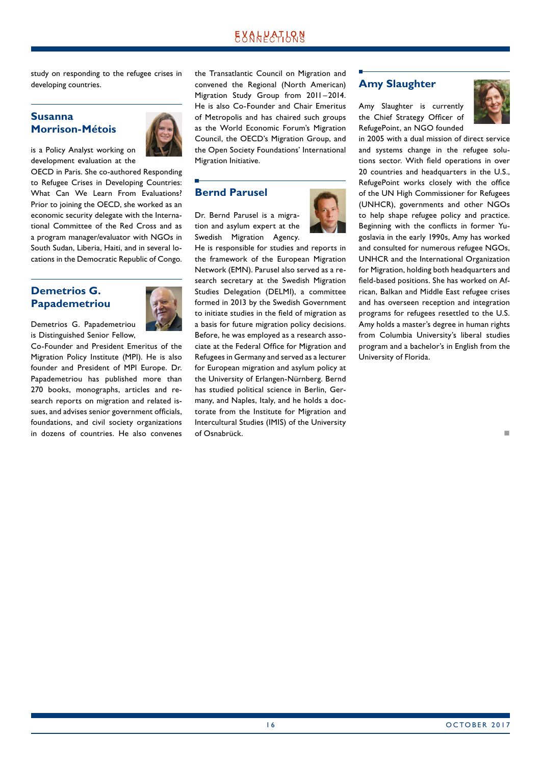study on responding to the refugee crises in developing countries.

## Susanna Morrison-Métois

is a Policy Analyst working on development evaluation at the OECD in Paris. She co-authored Responding to Refugee Crises in Developing Countries: What Can We Learn From Evaluations? Prior to joining the OECD, she worked as an economic security delegate with the International Committee of the Red Cross and as a program manager/evaluator with NGOs in South Sudan, Liberia, Haiti, and in several locations in the Democratic Republic of Congo.

## Demetrios G. Papademetriou

Demetrios G. Papademetriou is Distinguished Senior Fellow, Co-Founder and President Emeritus of the Migration Policy Institute (MPI). He is also founder and President of MPI Europe. Dr. Papademetriou has published more than 270 books, monographs, articles and research reports on migration and related issues, and advises senior government officials, foundations, and civil society organizations in dozens of countries. He also convenes the Transatlantic Council on Migration and convened the Regional (North American) Migration Study Group from 2011–2014. He is also Co-Founder and Chair Emeritus of Metropolis and has chaired such groups as the World Economic Forum's Migration Council, the OECD's Migration Group, and the Open Society Foundations' International Migration Initiative.

## Bernd Parusel

Dr. Bernd Parusel is a migration and asylum expert at the Swedish Migration Agency. He is responsible for studies and reports in the framework of the European Migration Network (EMN). Parusel also served as a research secretary at the Swedish Migration Studies Delegation (DELMI), a committee formed in 2013 by the Swedish Government to initiate studies in the field of migration as a basis for future migration policy decisions. Before, he was employed as a research associate at the Federal Office for Migration and Refugees in Germany and served as a lecturer for European migration and asylum policy at the University of Erlangen-Nürnberg. Bernd has studied political science in Berlin, Germany, and Naples, Italy, and he holds a doctorate from the Institute for Migration and Intercultural Studies (IMIS) of the University of Osnabrück.

## Amy Slaughter

Amy Slaughter is currently the Chief Strategy Officer of RefugePoint, an NGO founded in 2005 with a dual mission of direct service and systems change in the refugee solutions sector. With field operations in over 20 countries and headquarters in the U.S., RefugePoint works closely with the office of the UN High Commissioner for Refugees (UNHCR), governments and other NGOs to help shape refugee policy and practice. Beginning with the conflicts in former Yugoslavia in the early 1990s, Amy has worked and consulted for numerous refugee NGOs, UNHCR and the International Organization for Migration, holding both headquarters and field-based positions. She has worked on African, Balkan and Middle East refugee crises and has overseen reception and integration programs for refugees resettled to the U.S. Amy holds a master's degree in human rights from Columbia University's liberal studies program and a bachelor's in English from the University of Florida.